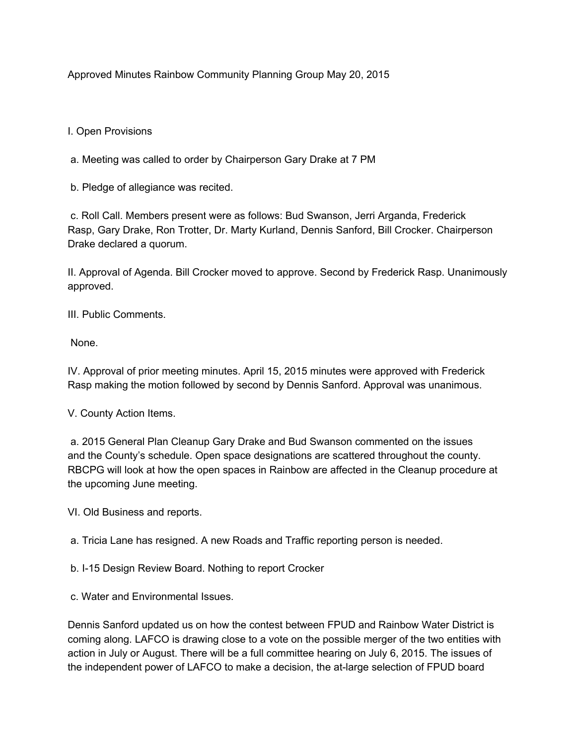Approved Minutes Rainbow Community Planning Group May 20, 2015

I. Open Provisions

a. Meeting was called to order by Chairperson Gary Drake at 7 PM

b. Pledge of allegiance was recited.

c. Roll Call. Members present were as follows: Bud Swanson, Jerri Arganda, Frederick Rasp, Gary Drake, Ron Trotter, Dr. Marty Kurland, Dennis Sanford, Bill Crocker. Chairperson Drake declared a quorum.

II. Approval of Agenda. Bill Crocker moved to approve. Second by Frederick Rasp. Unanimously approved.

III. Public Comments.

None.

IV. Approval of prior meeting minutes. April 15, 2015 minutes were approved with Frederick Rasp making the motion followed by second by Dennis Sanford. Approval was unanimous.

V. County Action Items.

a. 2015 General Plan Cleanup Gary Drake and Bud Swanson commented on the issues and the County's schedule. Open space designations are scattered throughout the county. RBCPG will look at how the open spaces in Rainbow are affected in the Cleanup procedure at the upcoming June meeting.

VI. Old Business and reports.

a. Tricia Lane has resigned. A new Roads and Traffic reporting person is needed.

b. I-15 Design Review Board. Nothing to report Crocker

c. Water and Environmental Issues.

Dennis Sanford updated us on how the contest between FPUD and Rainbow Water District is coming along. LAFCO is drawing close to a vote on the possible merger of the two entities with action in July or August. There will be a full committee hearing on July 6, 2015. The issues of the independent power of LAFCO to make a decision, the at-large selection of FPUD board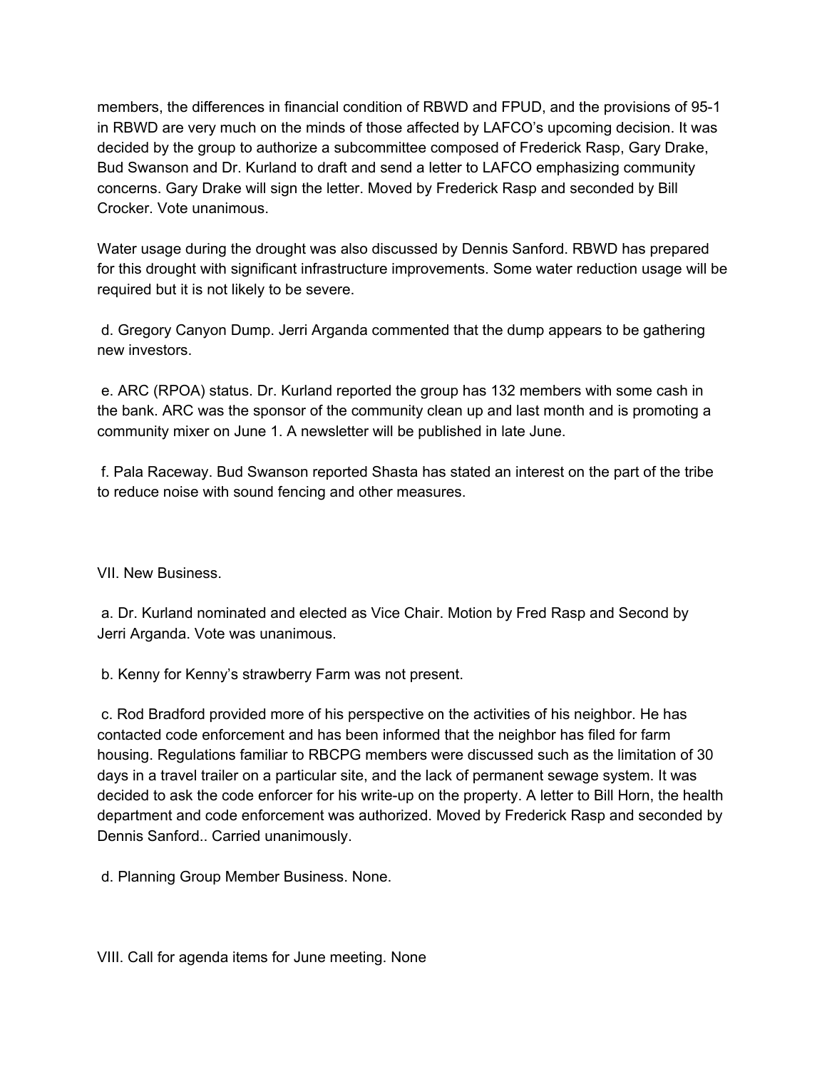members, the differences in financial condition of RBWD and FPUD, and the provisions of 95-1 in RBWD are very much on the minds of those affected by LAFCO's upcoming decision. It was decided by the group to authorize a subcommittee composed of Frederick Rasp, Gary Drake, Bud Swanson and Dr. Kurland to draft and send a letter to LAFCO emphasizing community concerns. Gary Drake will sign the letter. Moved by Frederick Rasp and seconded by Bill Crocker. Vote unanimous.

Water usage during the drought was also discussed by Dennis Sanford. RBWD has prepared for this drought with significant infrastructure improvements. Some water reduction usage will be required but it is not likely to be severe.

d. Gregory Canyon Dump. Jerri Arganda commented that the dump appears to be gathering new investors.

e. ARC (RPOA) status. Dr. Kurland reported the group has 132 members with some cash in the bank. ARC was the sponsor of the community clean up and last month and is promoting a community mixer on June 1. A newsletter will be published in late June.

f. Pala Raceway. Bud Swanson reported Shasta has stated an interest on the part of the tribe to reduce noise with sound fencing and other measures.

VII. New Business.

a. Dr. Kurland nominated and elected as Vice Chair. Motion by Fred Rasp and Second by Jerri Arganda. Vote was unanimous.

b. Kenny for Kenny's strawberry Farm was not present.

c. Rod Bradford provided more of his perspective on the activities of his neighbor. He has contacted code enforcement and has been informed that the neighbor has filed for farm housing. Regulations familiar to RBCPG members were discussed such as the limitation of 30 days in a travel trailer on a particular site, and the lack of permanent sewage system. It was decided to ask the code enforcer for his write-up on the property. A letter to Bill Horn, the health department and code enforcement was authorized. Moved by Frederick Rasp and seconded by Dennis Sanford.. Carried unanimously.

d. Planning Group Member Business. None.

VIII. Call for agenda items for June meeting. None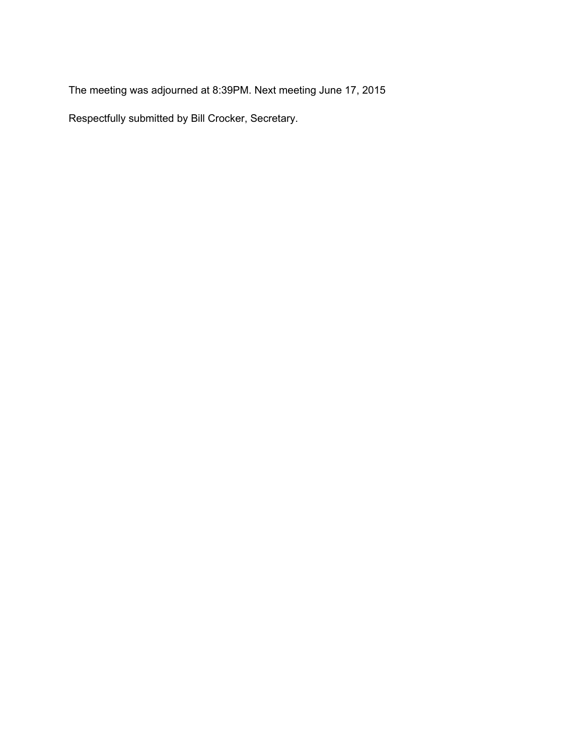The meeting was adjourned at 8:39PM. Next meeting June 17, 2015

Respectfully submitted by Bill Crocker, Secretary.